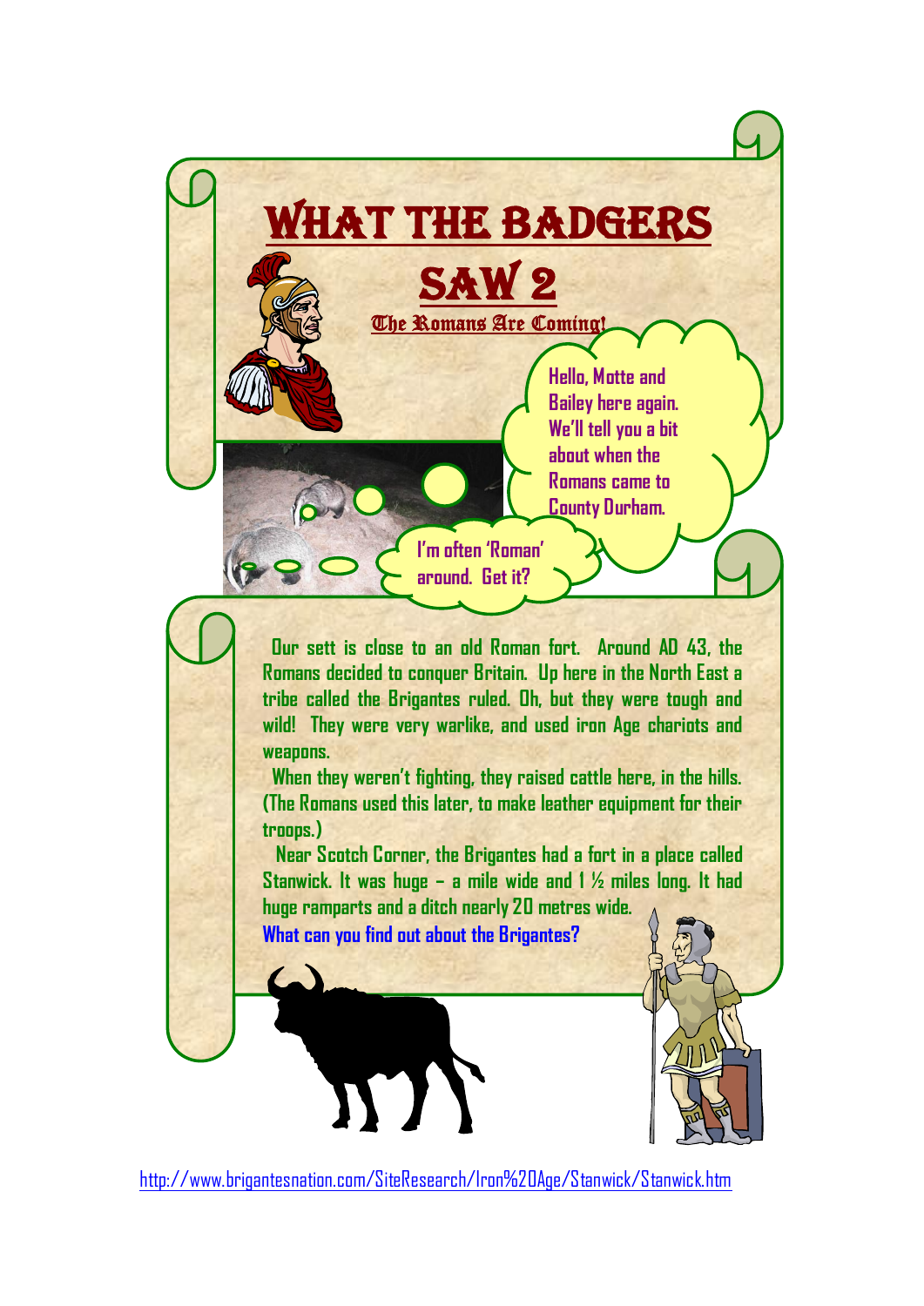# What the Badgers Saw 2

## The Romans Are Coming!

Hello, Motte and Bailey here again. We'll tell you a bit about when the Romans came to County Durham.

I'm often 'Roman' around. Get it?

Our sett is close to an old Roman fort. Around AD 43, the Romans decided to conquer Britain. Up here in the North East a tribe called the Brigantes ruled. Oh, but they were tough and wild! They were very warlike, and used iron Age chariots and weapons.

When they weren't fighting, they raised cattle here, in the hills. (The Romans used this later, to make leather equipment for their troops.)

Near Scotch Corner, the Brigantes had a fort in a place called Stanwick. It was huge – a mile wide and 1 ½ miles long. It had huge ramparts and a ditch nearly 20 metres wide.

**What can you find out about the Brigantes?**

http://www.brigantesnation.com/SiteResearch/Iron%20Age/Stanwick/Stanwick.htm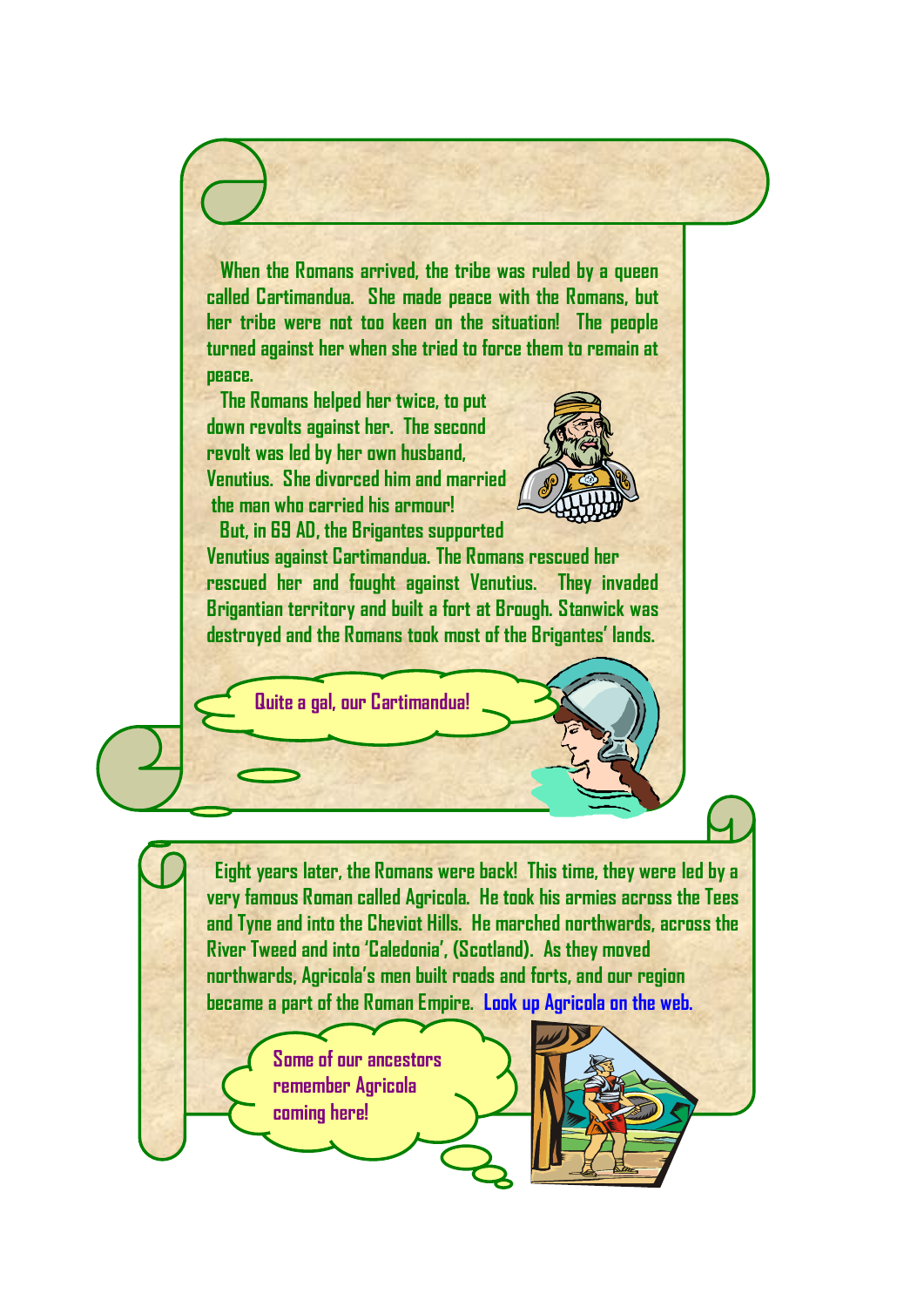When the Romans arrived, the tribe was ruled by a queen called Cartimandua. She made peace with the Romans, but her tribe were not too keen on the situation! The people turned against her when she tried to force them to remain at peace.

The Romans helped her twice, to put down revolts against her. The second revolt was led by her own husband, Venutius. She divorced him and married the man who carried his armour!

But, in 69 AD, the Brigantes supported Venutius against Cartimandua. The Romans rescued her rescued her and fought against Venutius. They invaded Brigantian territory and built a fort at Brough. Stanwick was destroyed and the Romans took most of the Brigantes' lands.

Quite a gal, our Cartimandua!

Eight years later, the Romans were back! This time, they were led by a very famous Roman called Agricola. He took his armies across the Tees and Tyne and into the Cheviot Hills. He marched northwards, across the River Tweed and into 'Caledonia', (Scotland). As they moved northwards, Agricola's men built roads and forts, and our region became a part of the Roman Empire. Look up Agricola on the web.

Some of our ancestors remember Agricola coming here!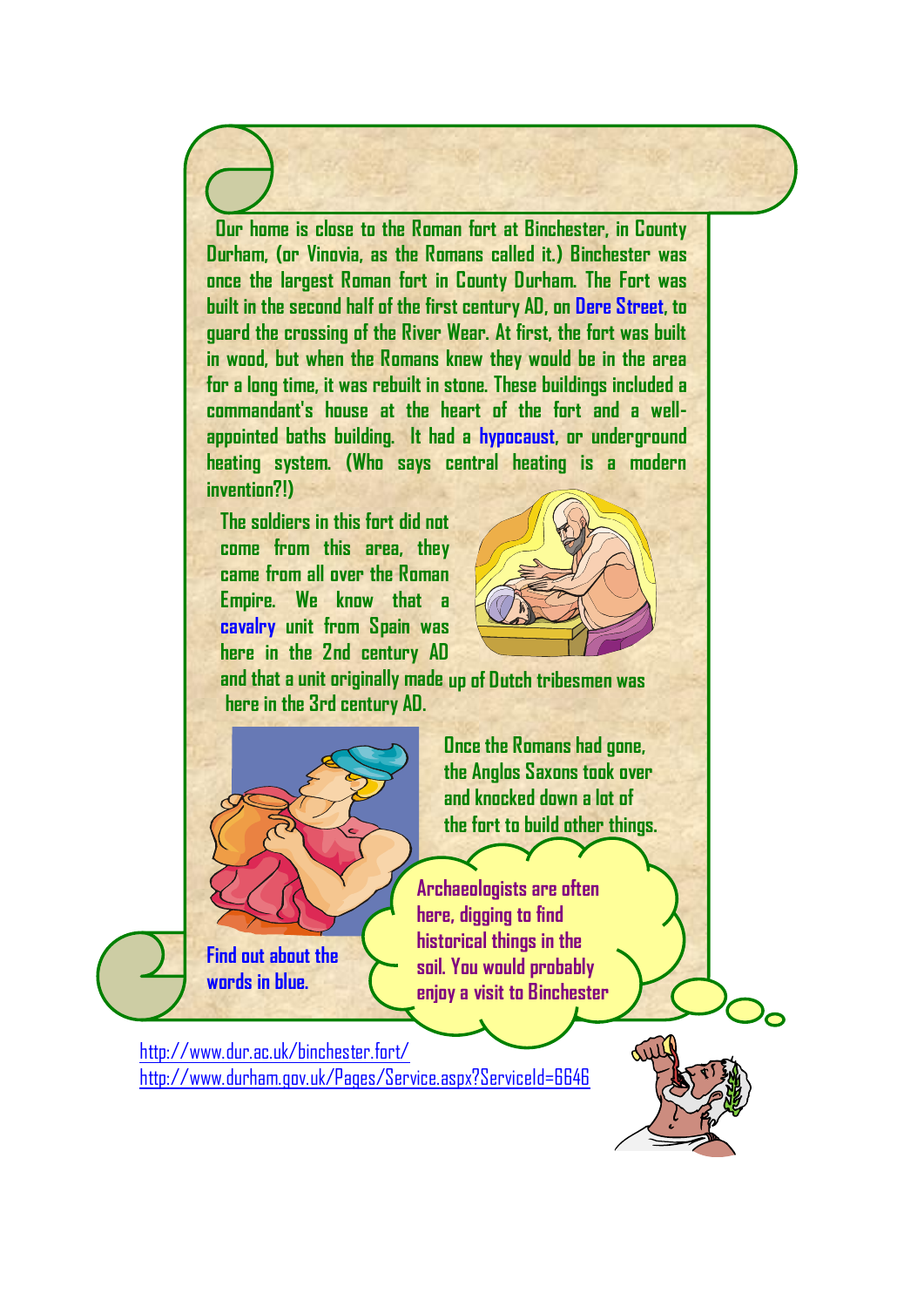Our home is close to the Roman fort at Binchester, in County Durham, (or Vinovia, as the Romans called it.) Binchester was once the largest Roman fort in County Durham. The Fort was built in the second half of the first century AD, on **Dere Street**, to guard the crossing of the River Wear. At first, the fort was built in wood, but when the Romans knew they would be in the area for a long time, it was rebuilt in stone. These buildings included a commandant's house at the heart of the fort and a well-appointed baths building. It had a **hypocaust**, or underground heating system. (Who says central heating is a modern invention?!)

The soldiers in this fort did not come from this area, they came from all over the Roman Empire. We know that a **cavalry** unit from Spain was here in the 2nd century AD and that a unit originally made up of Dutch tribesmen was here in the 3rd century AD.

Once the Romans had gone, the Anglos Saxons took over and knocked down a lot of the fort to build other things.

Archaeologists are often here, digging to find historical things in the soil. You would probably enjoy a visit to Binchester

**Find out about the words in blue.**

http://www.dur.ac.uk/binchester.fort/
http://www.durham.gov.uk/Pages/Service.aspx?ServiceId=6646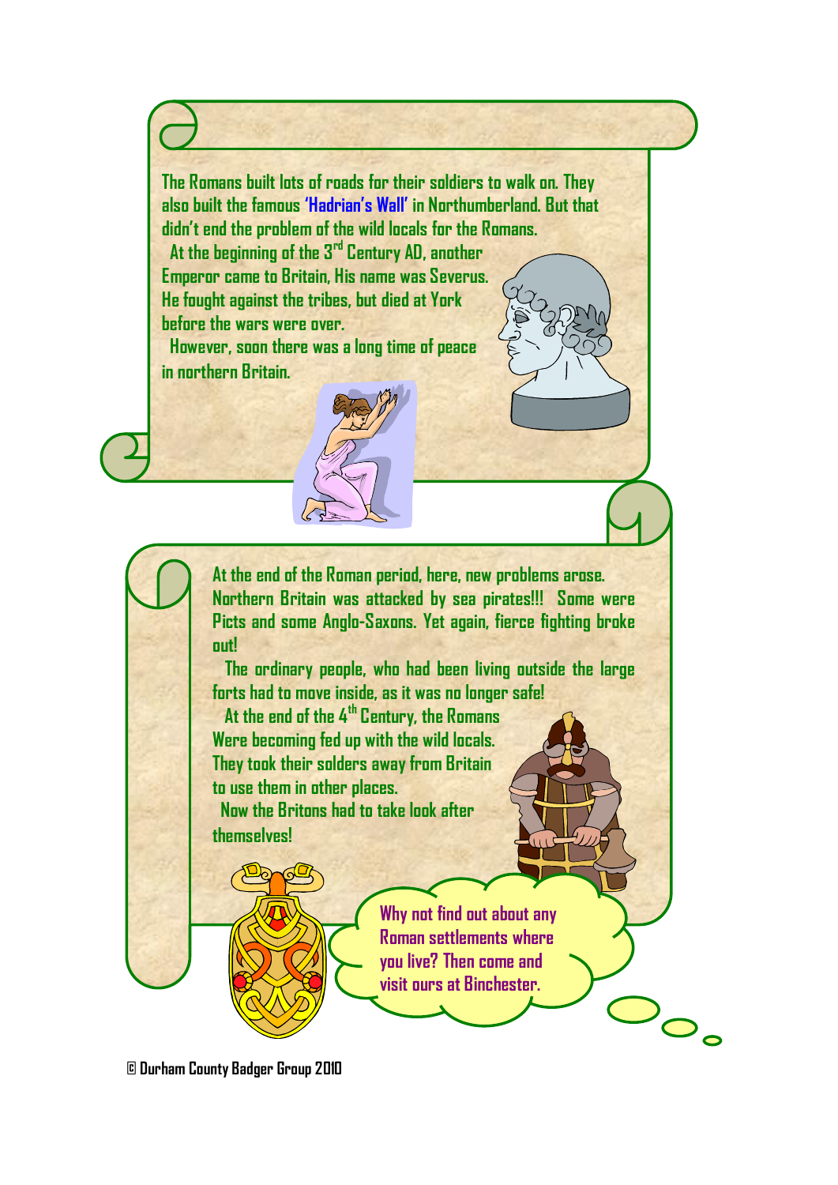The Romans built lots of roads for their soldiers to walk on. They also built the famous 'Hadrian's Wall' in Northumberland. But that didn't end the problem of the wild locals for the Romans.

At the beginning of the 3rd Century AD, another Emperor came to Britain, His name was Severus. He fought against the tribes, but died at York before the wars were over.

However, soon there was a long time of peace in northern Britain.

At the end of the Roman period, here, new problems arose. Northern Britain was attacked by sea pirates!!! Some were Picts and some Anglo-Saxons. Yet again, fierce fighting broke out!

The ordinary people, who had been living outside the large forts had to move inside, as it was no longer safe!

At the end of the 4th Century, the Romans Were becoming fed up with the wild locals. They took their solders away from Britain to use them in other places.

Now the Britons had to take look after themselves!

Why not find out about any Roman settlements where you live? Then come and visit ours at Binchester.

© Durham County Badger Group 2010